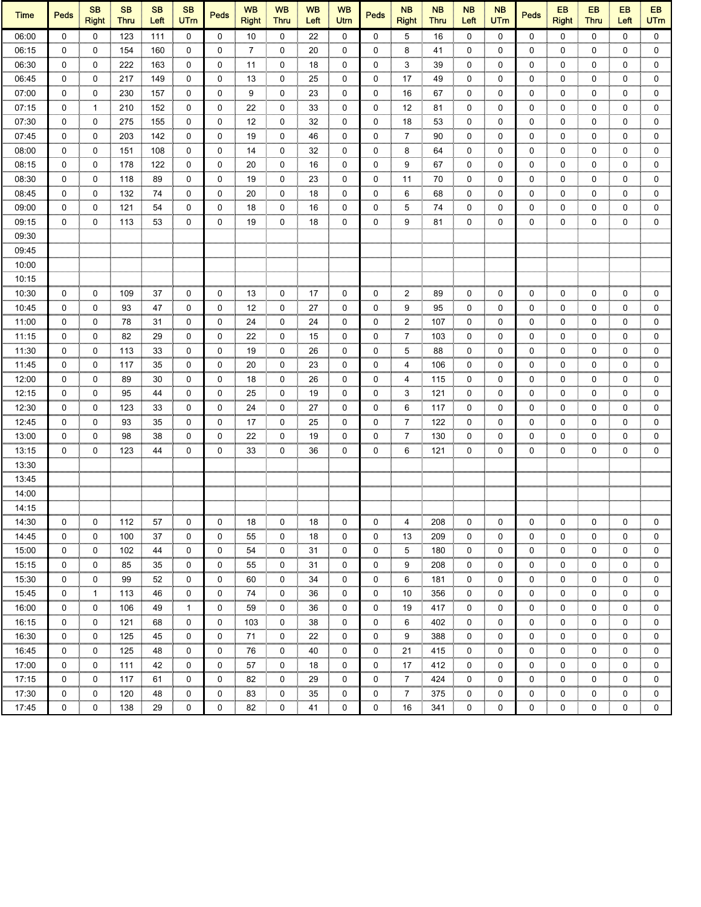| Time | Peds | SB Right | SB Thru | SB Left | SB UTrn | Peds | WB Right | WB Thru | WB Left | WB Utrn | Peds | NB Right | NB Thru | NB Left | NB UTrn | Peds | EB Right | EB Thru | EB Left | EB UTrn |
|---|---|---|---|---|---|---|---|---|---|---|---|---|---|---|---|---|---|---|---|---|
| 06:00 | 0 | 0 | 123 | 111 | 0 | 0 | 10 | 0 | 22 | 0 | 0 | 5 | 16 | 0 | 0 | 0 | 0 | 0 | 0 | 0 |
| 06:15 | 0 | 0 | 154 | 160 | 0 | 0 | 7 | 0 | 20 | 0 | 0 | 8 | 41 | 0 | 0 | 0 | 0 | 0 | 0 | 0 |
| 06:30 | 0 | 0 | 222 | 163 | 0 | 0 | 11 | 0 | 18 | 0 | 0 | 3 | 39 | 0 | 0 | 0 | 0 | 0 | 0 | 0 |
| 06:45 | 0 | 0 | 217 | 149 | 0 | 0 | 13 | 0 | 25 | 0 | 0 | 17 | 49 | 0 | 0 | 0 | 0 | 0 | 0 | 0 |
| 07:00 | 0 | 0 | 230 | 157 | 0 | 0 | 9 | 0 | 23 | 0 | 0 | 16 | 67 | 0 | 0 | 0 | 0 | 0 | 0 | 0 |
| 07:15 | 0 | 1 | 210 | 152 | 0 | 0 | 22 | 0 | 33 | 0 | 0 | 12 | 81 | 0 | 0 | 0 | 0 | 0 | 0 | 0 |
| 07:30 | 0 | 0 | 275 | 155 | 0 | 0 | 12 | 0 | 32 | 0 | 0 | 18 | 53 | 0 | 0 | 0 | 0 | 0 | 0 | 0 |
| 07:45 | 0 | 0 | 203 | 142 | 0 | 0 | 19 | 0 | 46 | 0 | 0 | 7 | 90 | 0 | 0 | 0 | 0 | 0 | 0 | 0 |
| 08:00 | 0 | 0 | 151 | 108 | 0 | 0 | 14 | 0 | 32 | 0 | 0 | 8 | 64 | 0 | 0 | 0 | 0 | 0 | 0 | 0 |
| 08:15 | 0 | 0 | 178 | 122 | 0 | 0 | 20 | 0 | 16 | 0 | 0 | 9 | 67 | 0 | 0 | 0 | 0 | 0 | 0 | 0 |
| 08:30 | 0 | 0 | 118 | 89 | 0 | 0 | 19 | 0 | 23 | 0 | 0 | 11 | 70 | 0 | 0 | 0 | 0 | 0 | 0 | 0 |
| 08:45 | 0 | 0 | 132 | 74 | 0 | 0 | 20 | 0 | 18 | 0 | 0 | 6 | 68 | 0 | 0 | 0 | 0 | 0 | 0 | 0 |
| 09:00 | 0 | 0 | 121 | 54 | 0 | 0 | 18 | 0 | 16 | 0 | 0 | 5 | 74 | 0 | 0 | 0 | 0 | 0 | 0 | 0 |
| 09:15 | 0 | 0 | 113 | 53 | 0 | 0 | 19 | 0 | 18 | 0 | 0 | 9 | 81 | 0 | 0 | 0 | 0 | 0 | 0 | 0 |
| 09:30 | | | | | | | | | | | | | | | | | | | | |
| 09:45 | | | | | | | | | | | | | | | | | | | | |
| 10:00 | | | | | | | | | | | | | | | | | | | | |
| 10:15 | | | | | | | | | | | | | | | | | | | | |
| 10:30 | 0 | 0 | 109 | 37 | 0 | 0 | 13 | 0 | 17 | 0 | 0 | 2 | 89 | 0 | 0 | 0 | 0 | 0 | 0 | 0 |
| 10:45 | 0 | 0 | 93 | 47 | 0 | 0 | 12 | 0 | 27 | 0 | 0 | 9 | 95 | 0 | 0 | 0 | 0 | 0 | 0 | 0 |
| 11:00 | 0 | 0 | 78 | 31 | 0 | 0 | 24 | 0 | 24 | 0 | 0 | 2 | 107 | 0 | 0 | 0 | 0 | 0 | 0 | 0 |
| 11:15 | 0 | 0 | 82 | 29 | 0 | 0 | 22 | 0 | 15 | 0 | 0 | 7 | 103 | 0 | 0 | 0 | 0 | 0 | 0 | 0 |
| 11:30 | 0 | 0 | 113 | 33 | 0 | 0 | 19 | 0 | 26 | 0 | 0 | 5 | 88 | 0 | 0 | 0 | 0 | 0 | 0 | 0 |
| 11:45 | 0 | 0 | 117 | 35 | 0 | 0 | 20 | 0 | 23 | 0 | 0 | 4 | 106 | 0 | 0 | 0 | 0 | 0 | 0 | 0 |
| 12:00 | 0 | 0 | 89 | 30 | 0 | 0 | 18 | 0 | 26 | 0 | 0 | 4 | 115 | 0 | 0 | 0 | 0 | 0 | 0 | 0 |
| 12:15 | 0 | 0 | 95 | 44 | 0 | 0 | 25 | 0 | 19 | 0 | 0 | 3 | 121 | 0 | 0 | 0 | 0 | 0 | 0 | 0 |
| 12:30 | 0 | 0 | 123 | 33 | 0 | 0 | 24 | 0 | 27 | 0 | 0 | 6 | 117 | 0 | 0 | 0 | 0 | 0 | 0 | 0 |
| 12:45 | 0 | 0 | 93 | 35 | 0 | 0 | 17 | 0 | 25 | 0 | 0 | 7 | 122 | 0 | 0 | 0 | 0 | 0 | 0 | 0 |
| 13:00 | 0 | 0 | 98 | 38 | 0 | 0 | 22 | 0 | 19 | 0 | 0 | 7 | 130 | 0 | 0 | 0 | 0 | 0 | 0 | 0 |
| 13:15 | 0 | 0 | 123 | 44 | 0 | 0 | 33 | 0 | 36 | 0 | 0 | 6 | 121 | 0 | 0 | 0 | 0 | 0 | 0 | 0 |
| 13:30 | | | | | | | | | | | | | | | | | | | | |
| 13:45 | | | | | | | | | | | | | | | | | | | | |
| 14:00 | | | | | | | | | | | | | | | | | | | | |
| 14:15 | | | | | | | | | | | | | | | | | | | | |
| 14:30 | 0 | 0 | 112 | 57 | 0 | 0 | 18 | 0 | 18 | 0 | 0 | 4 | 208 | 0 | 0 | 0 | 0 | 0 | 0 | 0 |
| 14:45 | 0 | 0 | 100 | 37 | 0 | 0 | 55 | 0 | 18 | 0 | 0 | 13 | 209 | 0 | 0 | 0 | 0 | 0 | 0 | 0 |
| 15:00 | 0 | 0 | 102 | 44 | 0 | 0 | 54 | 0 | 31 | 0 | 0 | 5 | 180 | 0 | 0 | 0 | 0 | 0 | 0 | 0 |
| 15:15 | 0 | 0 | 85 | 35 | 0 | 0 | 55 | 0 | 31 | 0 | 0 | 9 | 208 | 0 | 0 | 0 | 0 | 0 | 0 | 0 |
| 15:30 | 0 | 0 | 99 | 52 | 0 | 0 | 60 | 0 | 34 | 0 | 0 | 6 | 181 | 0 | 0 | 0 | 0 | 0 | 0 | 0 |
| 15:45 | 0 | 1 | 113 | 46 | 0 | 0 | 74 | 0 | 36 | 0 | 0 | 10 | 356 | 0 | 0 | 0 | 0 | 0 | 0 | 0 |
| 16:00 | 0 | 0 | 106 | 49 | 1 | 0 | 59 | 0 | 36 | 0 | 0 | 19 | 417 | 0 | 0 | 0 | 0 | 0 | 0 | 0 |
| 16:15 | 0 | 0 | 121 | 68 | 0 | 0 | 103 | 0 | 38 | 0 | 0 | 6 | 402 | 0 | 0 | 0 | 0 | 0 | 0 | 0 |
| 16:30 | 0 | 0 | 125 | 45 | 0 | 0 | 71 | 0 | 22 | 0 | 0 | 9 | 388 | 0 | 0 | 0 | 0 | 0 | 0 | 0 |
| 16:45 | 0 | 0 | 125 | 48 | 0 | 0 | 76 | 0 | 40 | 0 | 0 | 21 | 415 | 0 | 0 | 0 | 0 | 0 | 0 | 0 |
| 17:00 | 0 | 0 | 111 | 42 | 0 | 0 | 57 | 0 | 18 | 0 | 0 | 17 | 412 | 0 | 0 | 0 | 0 | 0 | 0 | 0 |
| 17:15 | 0 | 0 | 117 | 61 | 0 | 0 | 82 | 0 | 29 | 0 | 0 | 7 | 424 | 0 | 0 | 0 | 0 | 0 | 0 | 0 |
| 17:30 | 0 | 0 | 120 | 48 | 0 | 0 | 83 | 0 | 35 | 0 | 0 | 7 | 375 | 0 | 0 | 0 | 0 | 0 | 0 | 0 |
| 17:45 | 0 | 0 | 138 | 29 | 0 | 0 | 82 | 0 | 41 | 0 | 0 | 16 | 341 | 0 | 0 | 0 | 0 | 0 | 0 | 0 |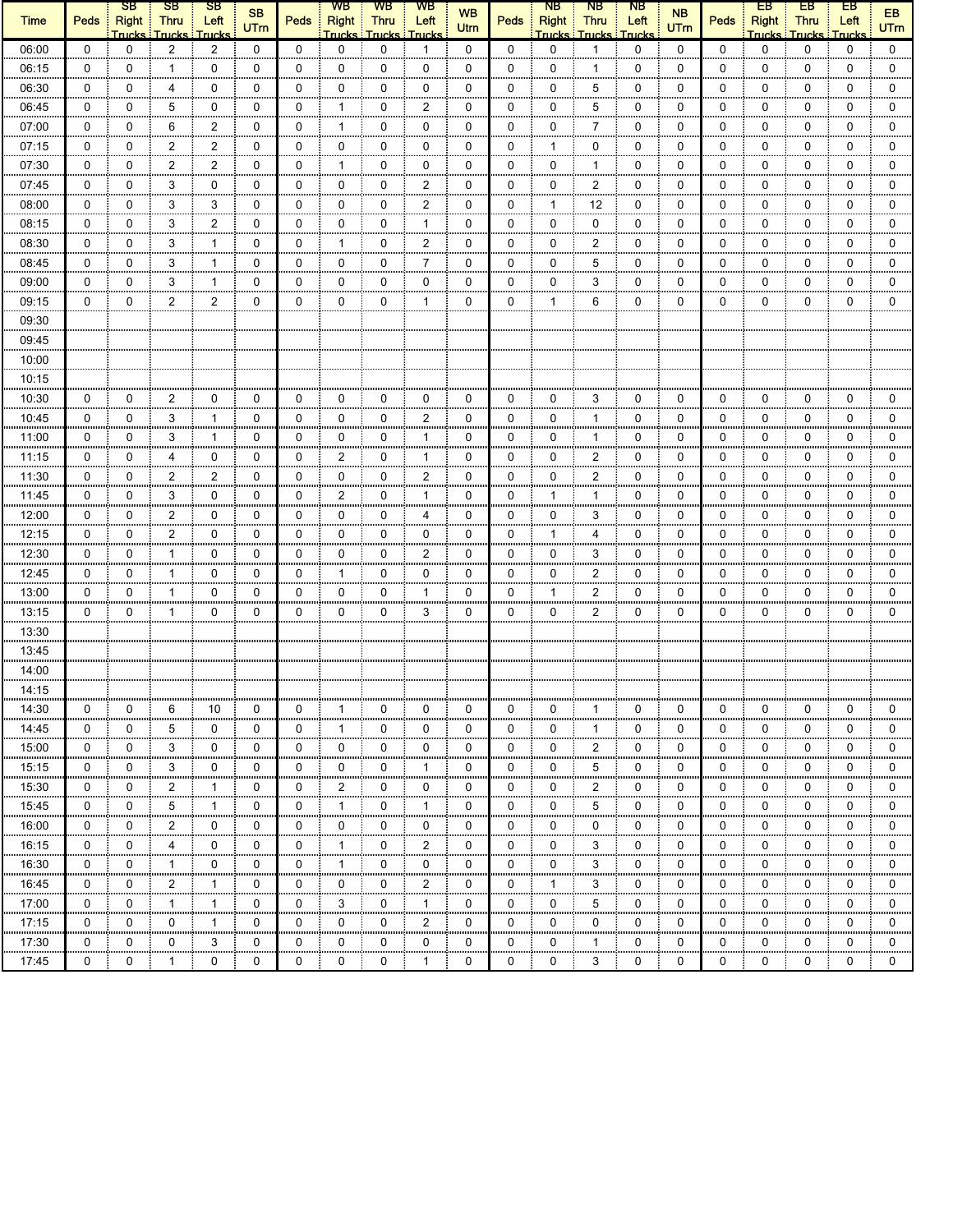| Time | Peds | SB Right Trucks | SB Thru Trucks | SB Left Trucks | SB UTrn | Peds | WB Right Trucks | WB Thru Trucks | WB Left Trucks | WB Utrn | Peds | NB Right Trucks | NB Thru Trucks | NB Left Trucks | NB UTrn | Peds | EB Right Trucks | EB Thru Trucks | EB Left Trucks | EB UTrn |
|---|---|---|---|---|---|---|---|---|---|---|---|---|---|---|---|---|---|---|---|---|
| 06:00 | 0 | 0 | 2 | 2 | 0 | 0 | 0 | 0 | 1 | 0 | 0 | 0 | 1 | 0 | 0 | 0 | 0 | 0 | 0 | 0 |
| 06:15 | 0 | 0 | 1 | 0 | 0 | 0 | 0 | 0 | 0 | 0 | 0 | 0 | 1 | 0 | 0 | 0 | 0 | 0 | 0 | 0 |
| 06:30 | 0 | 0 | 4 | 0 | 0 | 0 | 0 | 0 | 0 | 0 | 0 | 0 | 5 | 0 | 0 | 0 | 0 | 0 | 0 | 0 |
| 06:45 | 0 | 0 | 5 | 0 | 0 | 0 | 1 | 0 | 2 | 0 | 0 | 0 | 5 | 0 | 0 | 0 | 0 | 0 | 0 | 0 |
| 07:00 | 0 | 0 | 6 | 2 | 0 | 0 | 1 | 0 | 0 | 0 | 0 | 0 | 7 | 0 | 0 | 0 | 0 | 0 | 0 | 0 |
| 07:15 | 0 | 0 | 2 | 2 | 0 | 0 | 0 | 0 | 0 | 0 | 0 | 1 | 0 | 0 | 0 | 0 | 0 | 0 | 0 | 0 |
| 07:30 | 0 | 0 | 2 | 2 | 0 | 0 | 1 | 0 | 0 | 0 | 0 | 0 | 1 | 0 | 0 | 0 | 0 | 0 | 0 | 0 |
| 07:45 | 0 | 0 | 3 | 0 | 0 | 0 | 0 | 0 | 2 | 0 | 0 | 0 | 2 | 0 | 0 | 0 | 0 | 0 | 0 | 0 |
| 08:00 | 0 | 0 | 3 | 3 | 0 | 0 | 0 | 0 | 2 | 0 | 0 | 1 | 12 | 0 | 0 | 0 | 0 | 0 | 0 | 0 |
| 08:15 | 0 | 0 | 3 | 2 | 0 | 0 | 0 | 0 | 1 | 0 | 0 | 0 | 0 | 0 | 0 | 0 | 0 | 0 | 0 | 0 |
| 08:30 | 0 | 0 | 3 | 1 | 0 | 0 | 1 | 0 | 2 | 0 | 0 | 0 | 2 | 0 | 0 | 0 | 0 | 0 | 0 | 0 |
| 08:45 | 0 | 0 | 3 | 1 | 0 | 0 | 0 | 0 | 7 | 0 | 0 | 0 | 5 | 0 | 0 | 0 | 0 | 0 | 0 | 0 |
| 09:00 | 0 | 0 | 3 | 1 | 0 | 0 | 0 | 0 | 0 | 0 | 0 | 0 | 3 | 0 | 0 | 0 | 0 | 0 | 0 | 0 |
| 09:15 | 0 | 0 | 2 | 2 | 0 | 0 | 0 | 0 | 1 | 0 | 0 | 1 | 6 | 0 | 0 | 0 | 0 | 0 | 0 | 0 |
| 09:30 | | | | | | | | | | | | | | | | | | | | |
| 09:45 | | | | | | | | | | | | | | | | | | | | |
| 10:00 | | | | | | | | | | | | | | | | | | | | |
| 10:15 | | | | | | | | | | | | | | | | | | | | |
| 10:30 | 0 | 0 | 2 | 0 | 0 | 0 | 0 | 0 | 0 | 0 | 0 | 0 | 3 | 0 | 0 | 0 | 0 | 0 | 0 | 0 |
| 10:45 | 0 | 0 | 3 | 1 | 0 | 0 | 0 | 0 | 2 | 0 | 0 | 0 | 1 | 0 | 0 | 0 | 0 | 0 | 0 | 0 |
| 11:00 | 0 | 0 | 3 | 1 | 0 | 0 | 0 | 0 | 1 | 0 | 0 | 0 | 1 | 0 | 0 | 0 | 0 | 0 | 0 | 0 |
| 11:15 | 0 | 0 | 4 | 0 | 0 | 0 | 2 | 0 | 1 | 0 | 0 | 0 | 2 | 0 | 0 | 0 | 0 | 0 | 0 | 0 |
| 11:30 | 0 | 0 | 2 | 2 | 0 | 0 | 0 | 0 | 2 | 0 | 0 | 0 | 2 | 0 | 0 | 0 | 0 | 0 | 0 | 0 |
| 11:45 | 0 | 0 | 3 | 0 | 0 | 0 | 2 | 0 | 1 | 0 | 0 | 1 | 1 | 0 | 0 | 0 | 0 | 0 | 0 | 0 |
| 12:00 | 0 | 0 | 2 | 0 | 0 | 0 | 0 | 0 | 4 | 0 | 0 | 0 | 3 | 0 | 0 | 0 | 0 | 0 | 0 | 0 |
| 12:15 | 0 | 0 | 2 | 0 | 0 | 0 | 0 | 0 | 0 | 0 | 0 | 1 | 4 | 0 | 0 | 0 | 0 | 0 | 0 | 0 |
| 12:30 | 0 | 0 | 1 | 0 | 0 | 0 | 0 | 0 | 2 | 0 | 0 | 0 | 3 | 0 | 0 | 0 | 0 | 0 | 0 | 0 |
| 12:45 | 0 | 0 | 1 | 0 | 0 | 0 | 1 | 0 | 0 | 0 | 0 | 0 | 2 | 0 | 0 | 0 | 0 | 0 | 0 | 0 |
| 13:00 | 0 | 0 | 1 | 0 | 0 | 0 | 0 | 0 | 1 | 0 | 0 | 1 | 2 | 0 | 0 | 0 | 0 | 0 | 0 | 0 |
| 13:15 | 0 | 0 | 1 | 0 | 0 | 0 | 0 | 0 | 3 | 0 | 0 | 0 | 2 | 0 | 0 | 0 | 0 | 0 | 0 | 0 |
| 13:30 | | | | | | | | | | | | | | | | | | | | |
| 13:45 | | | | | | | | | | | | | | | | | | | | |
| 14:00 | | | | | | | | | | | | | | | | | | | | |
| 14:15 | | | | | | | | | | | | | | | | | | | | |
| 14:30 | 0 | 0 | 6 | 10 | 0 | 0 | 1 | 0 | 0 | 0 | 0 | 0 | 1 | 0 | 0 | 0 | 0 | 0 | 0 | 0 |
| 14:45 | 0 | 0 | 5 | 0 | 0 | 0 | 1 | 0 | 0 | 0 | 0 | 0 | 1 | 0 | 0 | 0 | 0 | 0 | 0 | 0 |
| 15:00 | 0 | 0 | 3 | 0 | 0 | 0 | 0 | 0 | 0 | 0 | 0 | 0 | 2 | 0 | 0 | 0 | 0 | 0 | 0 | 0 |
| 15:15 | 0 | 0 | 3 | 0 | 0 | 0 | 0 | 0 | 1 | 0 | 0 | 0 | 5 | 0 | 0 | 0 | 0 | 0 | 0 | 0 |
| 15:30 | 0 | 0 | 2 | 1 | 0 | 0 | 2 | 0 | 0 | 0 | 0 | 0 | 2 | 0 | 0 | 0 | 0 | 0 | 0 | 0 |
| 15:45 | 0 | 0 | 5 | 1 | 0 | 0 | 1 | 0 | 1 | 0 | 0 | 0 | 5 | 0 | 0 | 0 | 0 | 0 | 0 | 0 |
| 16:00 | 0 | 0 | 2 | 0 | 0 | 0 | 0 | 0 | 0 | 0 | 0 | 0 | 0 | 0 | 0 | 0 | 0 | 0 | 0 | 0 |
| 16:15 | 0 | 0 | 4 | 0 | 0 | 0 | 1 | 0 | 2 | 0 | 0 | 0 | 3 | 0 | 0 | 0 | 0 | 0 | 0 | 0 |
| 16:30 | 0 | 0 | 1 | 0 | 0 | 0 | 1 | 0 | 0 | 0 | 0 | 0 | 3 | 0 | 0 | 0 | 0 | 0 | 0 | 0 |
| 16:45 | 0 | 0 | 2 | 1 | 0 | 0 | 0 | 0 | 2 | 0 | 0 | 1 | 3 | 0 | 0 | 0 | 0 | 0 | 0 | 0 |
| 17:00 | 0 | 0 | 1 | 1 | 0 | 0 | 3 | 0 | 1 | 0 | 0 | 0 | 5 | 0 | 0 | 0 | 0 | 0 | 0 | 0 |
| 17:15 | 0 | 0 | 0 | 1 | 0 | 0 | 0 | 0 | 2 | 0 | 0 | 0 | 0 | 0 | 0 | 0 | 0 | 0 | 0 | 0 |
| 17:30 | 0 | 0 | 0 | 3 | 0 | 0 | 0 | 0 | 0 | 0 | 0 | 0 | 1 | 0 | 0 | 0 | 0 | 0 | 0 | 0 |
| 17:45 | 0 | 0 | 1 | 0 | 0 | 0 | 0 | 0 | 1 | 0 | 0 | 0 | 3 | 0 | 0 | 0 | 0 | 0 | 0 | 0 |